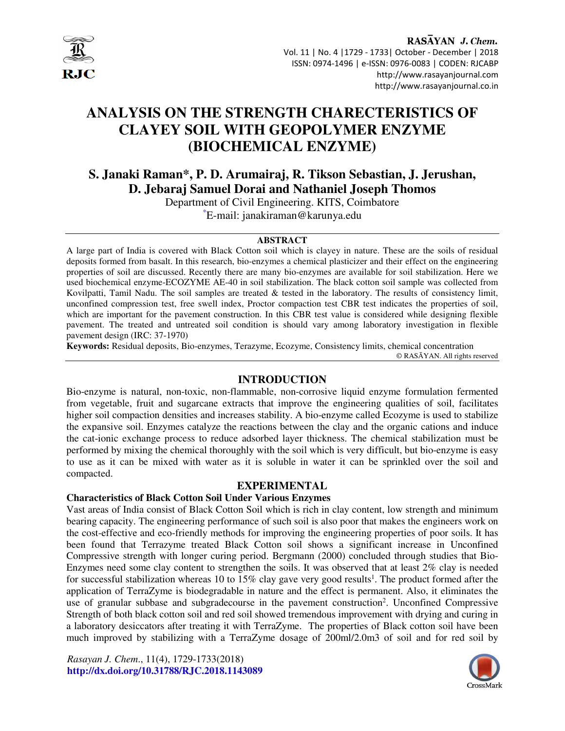# ANALYSIS ON THE STRENGTH CHARECTERISTICS OF CLAYEY SOIL WITH GEOPOLYMER ENZYME (BIOCHEMICAL ENZYME)

**S. Janaki Raman*, P. D. Arumairaj, R. Tikson Sebastian, J. Jerushan, D. Jebaraj Samuel Dorai and Nathaniel Joseph Thomos**

Department of Civil Engineering. KITS, Coimbatore

*E-mail: janakiraman@karunya.edu

## ABSTRACT

A large part of India is covered with Black Cotton soil which is clayey in nature. These are the soils of residual deposits formed from basalt. In this research, bio-enzymes a chemical plasticizer and their effect on the engineering properties of soil are discussed. Recently there are many bio-enzymes are available for soil stabilization. Here we used biochemical enzyme-ECOZYME AE-40 in soil stabilization. The black cotton soil sample was collected from Kovilpatti, Tamil Nadu. The soil samples are treated & tested in the laboratory. The results of consistency limit, unconfined compression test, free swell index, Proctor compaction test CBR test indicates the properties of soil, which are important for the pavement construction. In this CBR test value is considered while designing flexible pavement. The treated and untreated soil condition is should vary among laboratory investigation in flexible pavement design (IRC: 37-1970)

**Keywords:** Residual deposits, Bio-enzymes, Terazyme, Ecozyme, Consistency limits, chemical concentration

© RASĀYAN. All rights reserved

## INTRODUCTION

Bio-enzyme is natural, non-toxic, non-flammable, non-corrosive liquid enzyme formulation fermented from vegetable, fruit and sugarcane extracts that improve the engineering qualities of soil, facilitates higher soil compaction densities and increases stability. A bio-enzyme called Ecozyme is used to stabilize the expansive soil. Enzymes catalyze the reactions between the clay and the organic cations and induce the cat-ionic exchange process to reduce adsorbed layer thickness. The chemical stabilization must be performed by mixing the chemical thoroughly with the soil which is very difficult, but bio-enzyme is easy to use as it can be mixed with water as it is soluble in water it can be sprinkled over the soil and compacted.

## EXPERIMENTAL

### Characteristics of Black Cotton Soil Under Various Enzymes

Vast areas of India consist of Black Cotton Soil which is rich in clay content, low strength and minimum bearing capacity. The engineering performance of such soil is also poor that makes the engineers work on the cost-effective and eco-friendly methods for improving the engineering properties of poor soils. It has been found that Terrazyme treated Black Cotton soil shows a significant increase in Unconfined Compressive strength with longer curing period. Bergmann (2000) concluded through studies that Bio-Enzymes need some clay content to strengthen the soils. It was observed that at least 2% clay is needed for successful stabilization whereas 10 to 15% clay gave very good results[1]. The product formed after the application of TerraZyme is biodegradable in nature and the effect is permanent. Also, it eliminates the use of granular subbase and subgradecourse in the pavement construction[2]. Unconfined Compressive Strength of both black cotton soil and red soil showed tremendous improvement with drying and curing in a laboratory desiccators after treating it with TerraZyme. The properties of Black cotton soil have been much improved by stabilizing with a TerraZyme dosage of 200ml/2.0m3 of soil and for red soil by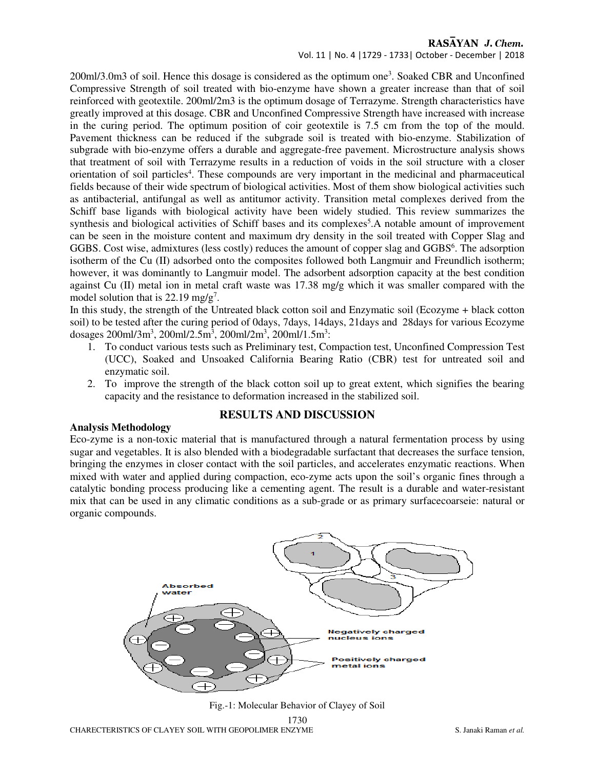200ml/3.0m3 of soil. Hence this dosage is considered as the optimum one[3]. Soaked CBR and Unconfined Compressive Strength of soil treated with bio-enzyme have shown a greater increase than that of soil reinforced with geotextile. 200ml/2m3 is the optimum dosage of Terrazyme. Strength characteristics have greatly improved at this dosage. CBR and Unconfined Compressive Strength have increased with increase in the curing period. The optimum position of coir geotextile is 7.5 cm from the top of the mould. Pavement thickness can be reduced if the subgrade soil is treated with bio-enzyme. Stabilization of subgrade with bio-enzyme offers a durable and aggregate-free pavement. Microstructure analysis shows that treatment of soil with Terrazyme results in a reduction of voids in the soil structure with a closer orientation of soil particles[4]. These compounds are very important in the medicinal and pharmaceutical fields because of their wide spectrum of biological activities. Most of them show biological activities such as antibacterial, antifungal as well as antitumor activity. Transition metal complexes derived from the Schiff base ligands with biological activity have been widely studied. This review summarizes the synthesis and biological activities of Schiff bases and its complexes[5].A notable amount of improvement can be seen in the moisture content and maximum dry density in the soil treated with Copper Slag and GGBS. Cost wise, admixtures (less costly) reduces the amount of copper slag and GGBS[6]. The adsorption isotherm of the Cu (II) adsorbed onto the composites followed both Langmuir and Freundlich isotherm; however, it was dominantly to Langmuir model. The adsorbent adsorption capacity at the best condition against Cu (II) metal ion in metal craft waste was 17.38 mg/g which it was smaller compared with the model solution that is 22.19 mg/g[7].

In this study, the strength of the Untreated black cotton soil and Enzymatic soil (Ecozyme + black cotton soil) to be tested after the curing period of 0days, 7days, 14days, 21days and 28days for various Ecozyme dosages 200ml/3m$^3$, 200ml/2.5m$^3$, 200ml/2m$^3$, 200ml/1.5m$^3$:

1. To conduct various tests such as Preliminary test, Compaction test, Unconfined Compression Test (UCC), Soaked and Unsoaked California Bearing Ratio (CBR) test for untreated soil and enzymatic soil.
2. To improve the strength of the black cotton soil up to great extent, which signifies the bearing capacity and the resistance to deformation increased in the stabilized soil.

## RESULTS AND DISCUSSION

**Analysis Methodology**

Eco-zyme is a non-toxic material that is manufactured through a natural fermentation process by using sugar and vegetables. It is also blended with a biodegradable surfactant that decreases the surface tension, bringing the enzymes in closer contact with the soil particles, and accelerates enzymatic reactions. When mixed with water and applied during compaction, eco-zyme acts upon the soil's organic fines through a catalytic bonding process producing like a cementing agent. The result is a durable and water-resistant mix that can be used in any climatic conditions as a sub-grade or as primary surfacecoarseie: natural or organic compounds.

Fig.-1: Molecular Behavior of Clayey of Soil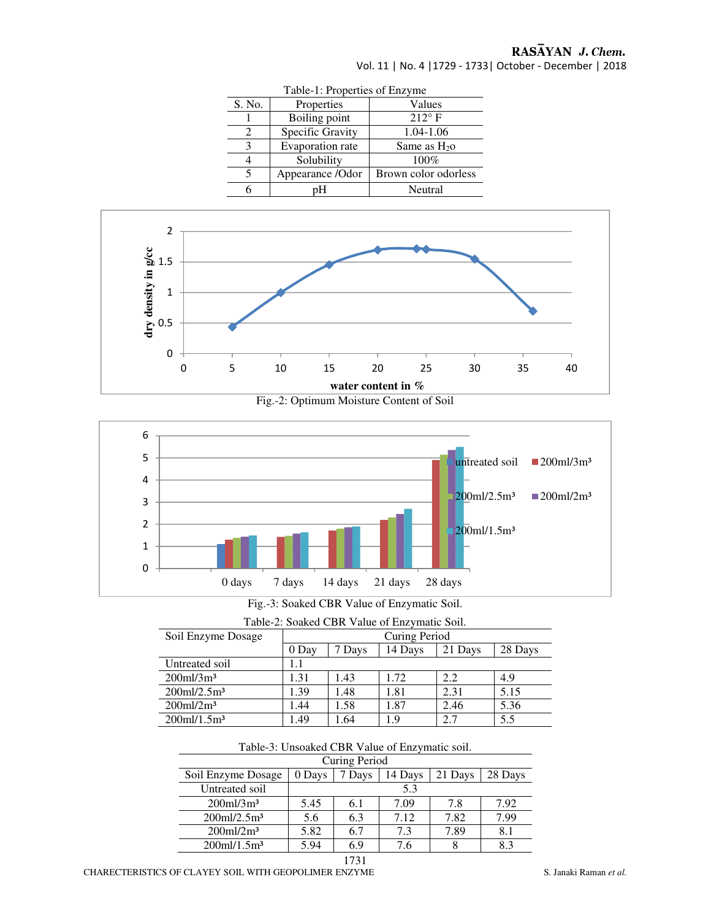Table-1: Properties of Enzyme

| S. No. | Properties | Values |
|---|---|---|
| 1 | Boiling point | 212° F |
| 2 | Specific Gravity | 1.04-1.06 |
| 3 | Evaporation rate | Same as $H_2o$ |
| 4 | Solubility | 100% |
| 5 | Appearance /Odor | Brown color odorless |
| 6 | pH | Neutral |

Fig.-2: Optimum Moisture Content of Soil

Fig.-3: Soaked CBR Value of Enzymatic Soil.

Table-2: Soaked CBR Value of Enzymatic Soil.

| Soil Enzyme Dosage | Curing Period | | | | |
|---|---|---|---|---|---|
| | 0 Day | 7 Days | 14 Days | 21 Days | 28 Days |
| Untreated soil | 1.1 | | | | |
| 200ml/3m³ | 1.31 | 1.43 | 1.72 | 2.2 | 4.9 |
| 200ml/2.5m³ | 1.39 | 1.48 | 1.81 | 2.31 | 5.15 |
| 200ml/2m³ | 1.44 | 1.58 | 1.87 | 2.46 | 5.36 |
| 200ml/1.5m³ | 1.49 | 1.64 | 1.9 | 2.7 | 5.5 |

Table-3: Unsoaked CBR Value of Enzymatic soil.

| | Curing Period | | | | |
|---|---|---|---|---|---|
| Soil Enzyme Dosage | 0 Days | 7 Days | 14 Days | 21 Days | 28 Days |
| Untreated soil | 5.3 | | | | |
| 200ml/3m³ | 5.45 | 6.1 | 7.09 | 7.8 | 7.92 |
| 200ml/2.5m³ | 5.6 | 6.3 | 7.12 | 7.82 | 7.99 |
| 200ml/2m³ | 5.82 | 6.7 | 7.3 | 7.89 | 8.1 |
| 200ml/1.5m³ | 5.94 | 6.9 | 7.6 | 8 | 8.3 |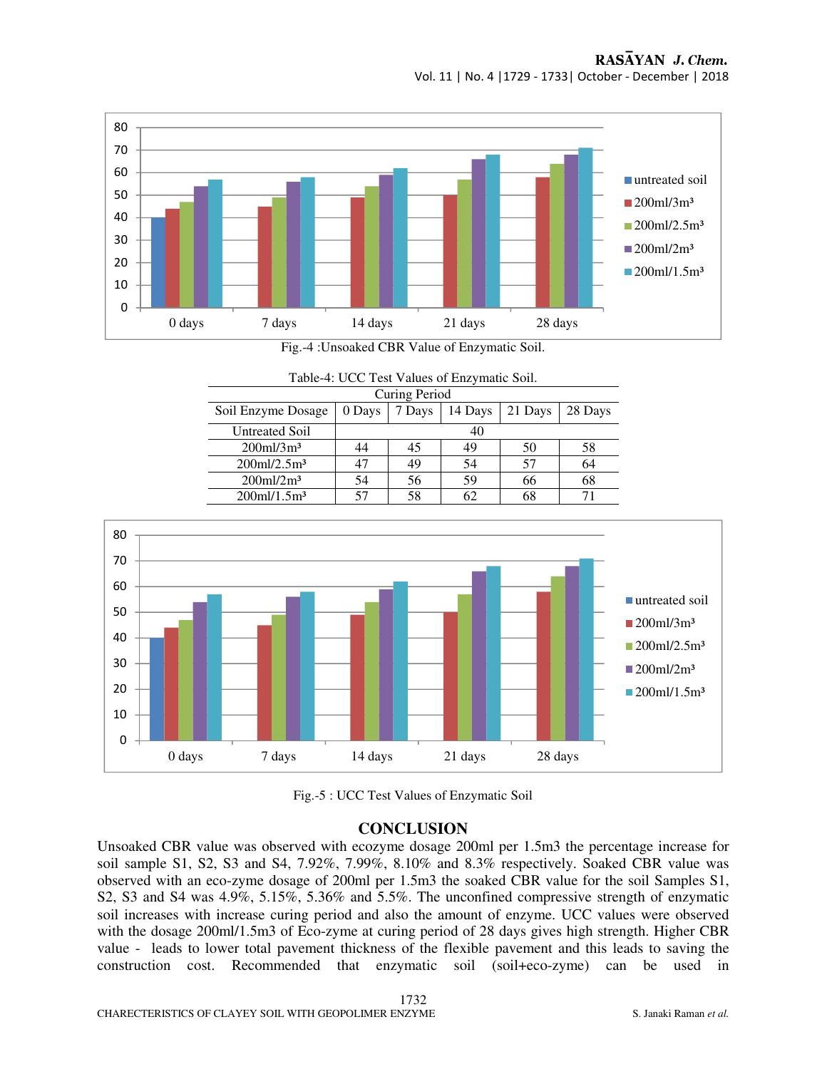Fig.-4 :Unsoaked CBR Value of Enzymatic Soil.

Table-4: UCC Test Values of Enzymatic Soil.

| Soil Enzyme Dosage | Curing Period | | | | |
|---|---|---|---|---|---|
| | 0 Days | 7 Days | 14 Days | 21 Days | 28 Days |
| Untreated Soil | 40 | | | | |
| 200ml/3m³ | 44 | 45 | 49 | 50 | 58 |
| 200ml/2.5m³ | 47 | 49 | 54 | 57 | 64 |
| 200ml/2m³ | 54 | 56 | 59 | 66 | 68 |
| 200ml/1.5m³ | 57 | 58 | 62 | 68 | 71 |

Fig.-5 : UCC Test Values of Enzymatic Soil

## CONCLUSION

Unsoaked CBR value was observed with ecozyme dosage 200ml per 1.5m3 the percentage increase for soil sample S1, S2, S3 and S4, 7.92%, 7.99%, 8.10% and 8.3% respectively. Soaked CBR value was observed with an eco-zyme dosage of 200ml per 1.5m3 the soaked CBR value for the soil Samples S1, S2, S3 and S4 was 4.9%, 5.15%, 5.36% and 5.5%. The unconfined compressive strength of enzymatic soil increases with increase curing period and also the amount of enzyme. UCC values were observed with the dosage 200ml/1.5m3 of Eco-zyme at curing period of 28 days gives high strength. Higher CBR value - leads to lower total pavement thickness of the flexible pavement and this leads to saving the construction cost. Recommended that enzymatic soil (soil+eco-zyme) can be used in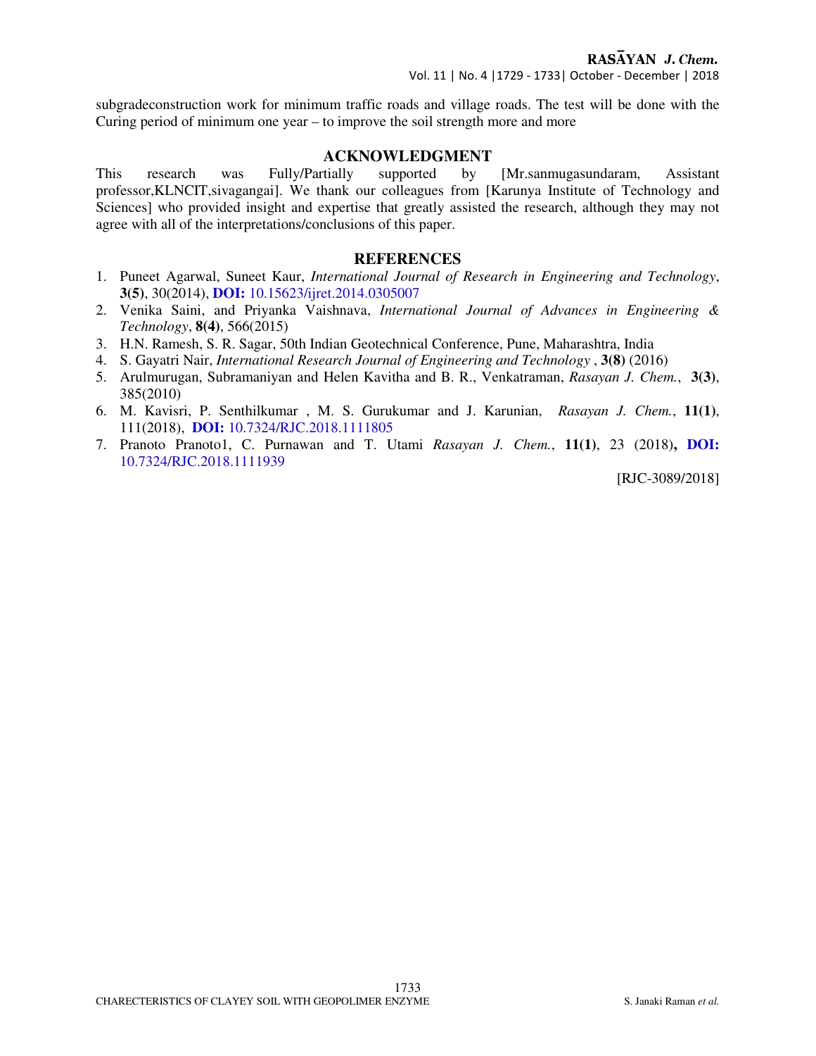subgradeconstruction work for minimum traffic roads and village roads. The test will be done with the Curing period of minimum one year – to improve the soil strength more and more

## ACKNOWLEDGMENT

This research was Fully/Partially supported by [Mr.sanmugasundaram, Assistant professor,KLNCIT,sivagangai]. We thank our colleagues from [Karunya Institute of Technology and Sciences] who provided insight and expertise that greatly assisted the research, although they may not agree with all of the interpretations/conclusions of this paper.

## REFERENCES

1. Puneet Agarwal, Suneet Kaur, *International Journal of Research in Engineering and Technology*, **3(5)**, 30(2014), **DOI:** 10.15623/ijret.2014.0305007
2. Venika Saini, and Priyanka Vaishnava, *International Journal of Advances in Engineering & Technology*, **8(4)**, 566(2015)
3. H.N. Ramesh, S. R. Sagar, 50th Indian Geotechnical Conference, Pune, Maharashtra, India
4. S. Gayatri Nair, *International Research Journal of Engineering and Technology* , **3(8)** (2016)
5. Arulmurugan, Subramaniyan and Helen Kavitha and B. R., Venkatraman, *Rasayan J. Chem.*, **3(3)**, 385(2010)
6. M. Kavisri, P. Senthilkumar , M. S. Gurukumar and J. Karunian, *Rasayan J. Chem.*, **11(1)**, 111(2018), **DOI:** 10.7324/RJC.2018.1111805
7. Pranoto Pranoto1, C. Purnawan and T. Utami *Rasayan J. Chem.*, **11(1)**, 23 (2018)**, DOI:** 10.7324/RJC.2018.1111939

[RJC-3089/2018]